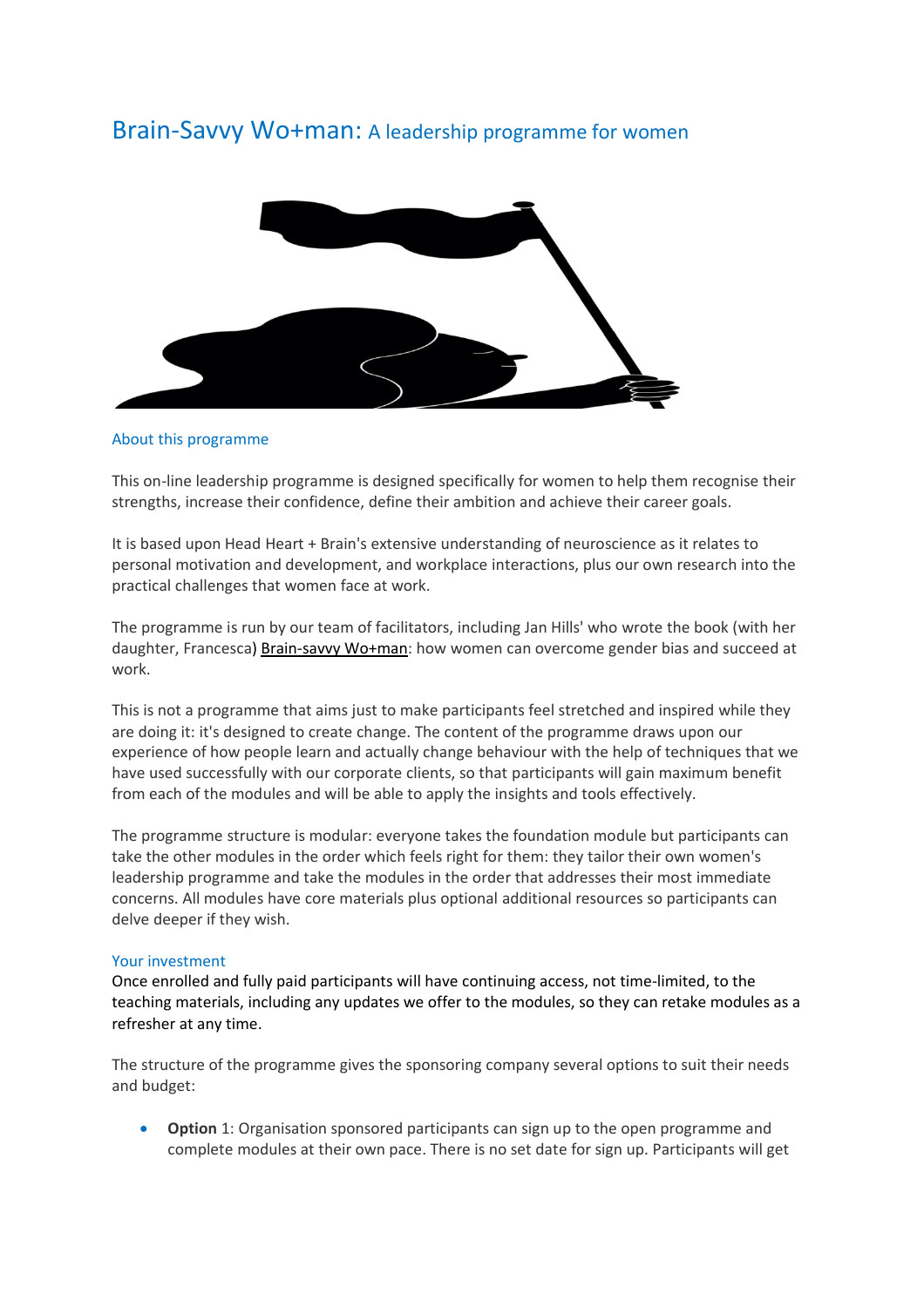# Brain-Savvy Wo+man: A leadership programme for women

## About this programme

This on-line leadership programme is designed specifically for women to help them recognise their strengths, increase their confidence, define their ambition and achieve their career goals.

It is based upon Head Heart + Brain's extensive understanding of neuroscience as it relates to personal motivation and development, and workplace interactions, plus our own research into the practical challenges that women face at work.

The programme is run by our team of facilitators, including Jan Hills' who wrote the book (with her daughter, Francesca) Brain-savvy Wo+man: how women can overcome gender bias and succeed at work.

This is not a programme that aims just to make participants feel stretched and inspired while they are doing it: it's designed to create change. The content of the programme draws upon our experience of how people learn and actually change behaviour with the help of techniques that we have used successfully with our corporate clients, so that participants will gain maximum benefit from each of the modules and will be able to apply the insights and tools effectively.

The programme structure is modular: everyone takes the foundation module but participants can take the other modules in the order which feels right for them: they tailor their own women's leadership programme and take the modules in the order that addresses their most immediate concerns. All modules have core materials plus optional additional resources so participants can delve deeper if they wish.

## Your investment

Once enrolled and fully paid participants will have continuing access, not time-limited, to the teaching materials, including any updates we offer to the modules, so they can retake modules as a refresher at any time.

The structure of the programme gives the sponsoring company several options to suit their needs and budget:

- **Option** 1: Organisation sponsored participants can sign up to the open programme and complete modules at their own pace. There is no set date for sign up. Participants will get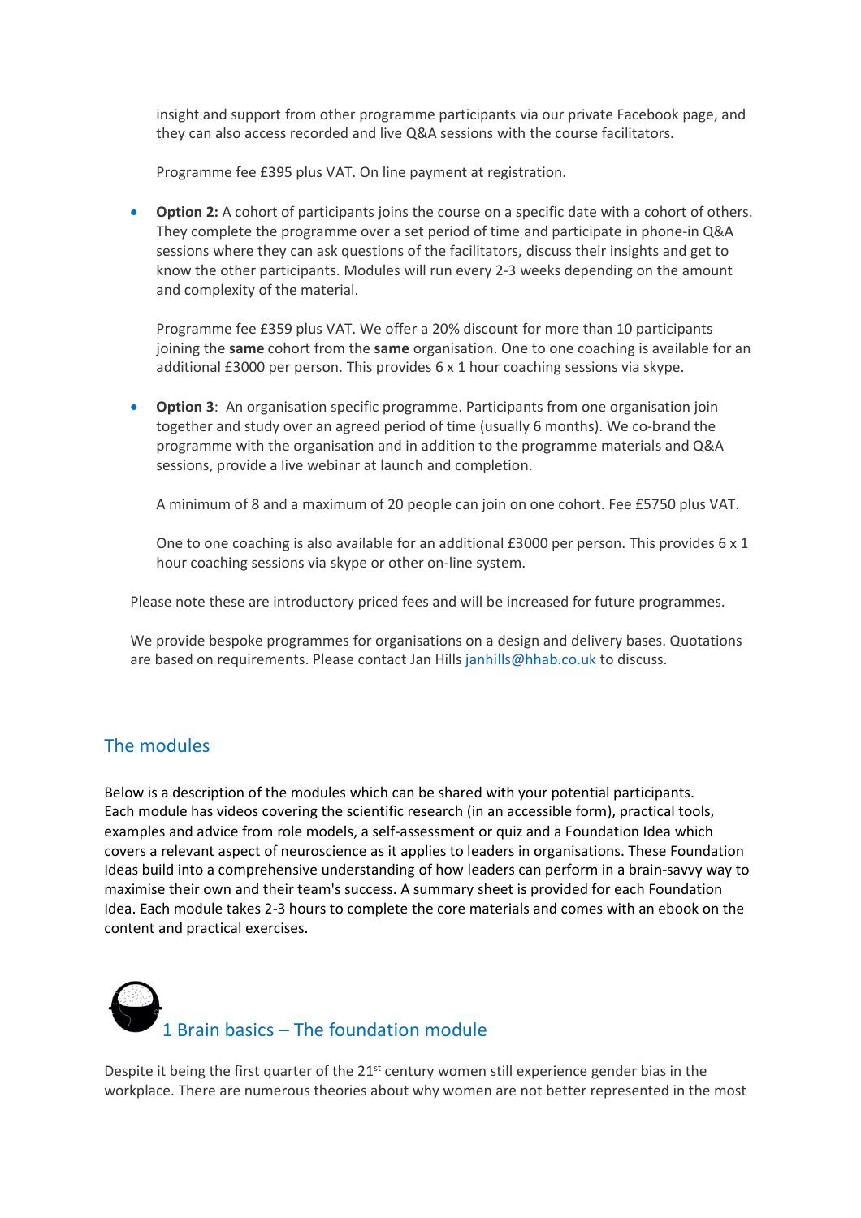insight and support from other programme participants via our private Facebook page, and they can also access recorded and live Q&A sessions with the course facilitators.

Programme fee £395 plus VAT. On line payment at registration.

- **Option 2:** A cohort of participants joins the course on a specific date with a cohort of others. They complete the programme over a set period of time and participate in phone-in Q&A sessions where they can ask questions of the facilitators, discuss their insights and get to know the other participants. Modules will run every 2-3 weeks depending on the amount and complexity of the material.

  Programme fee £359 plus VAT. We offer a 20% discount for more than 10 participants joining the **same** cohort from the **same** organisation. One to one coaching is available for an additional £3000 per person. This provides 6 x 1 hour coaching sessions via skype.

- **Option 3**: An organisation specific programme. Participants from one organisation join together and study over an agreed period of time (usually 6 months). We co-brand the programme with the organisation and in addition to the programme materials and Q&A sessions, provide a live webinar at launch and completion.

  A minimum of 8 and a maximum of 20 people can join on one cohort. Fee £5750 plus VAT.

  One to one coaching is also available for an additional £3000 per person. This provides 6 x 1 hour coaching sessions via skype or other on-line system.

Please note these are introductory priced fees and will be increased for future programmes.

We provide bespoke programmes for organisations on a design and delivery bases. Quotations are based on requirements. Please contact Jan Hills janhills@hhab.co.uk to discuss.

## The modules

Below is a description of the modules which can be shared with your potential participants. Each module has videos covering the scientific research (in an accessible form), practical tools, examples and advice from role models, a self-assessment or quiz and a Foundation Idea which covers a relevant aspect of neuroscience as it applies to leaders in organisations. These Foundation Ideas build into a comprehensive understanding of how leaders can perform in a brain-savvy way to maximise their own and their team's success. A summary sheet is provided for each Foundation Idea. Each module takes 2-3 hours to complete the core materials and comes with an ebook on the content and practical exercises.

### 1 Brain basics – The foundation module

Despite it being the first quarter of the 21st century women still experience gender bias in the workplace. There are numerous theories about why women are not better represented in the most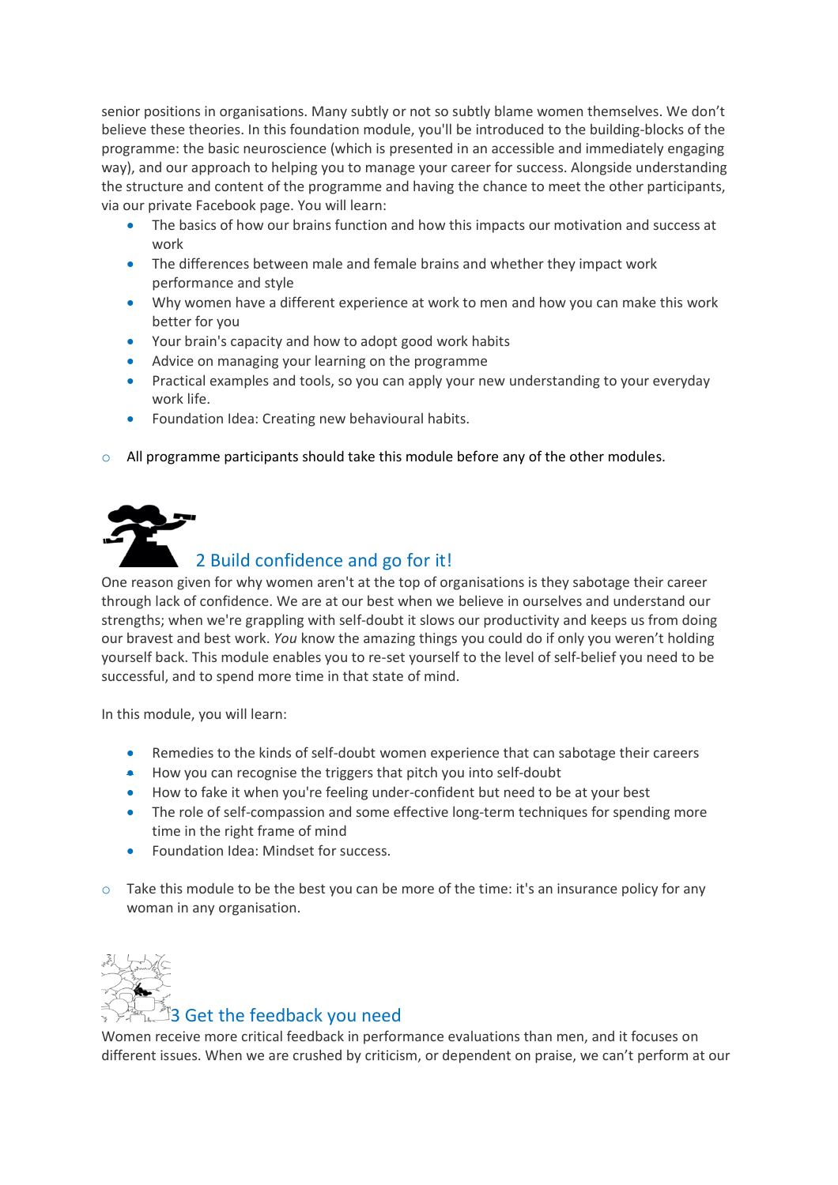senior positions in organisations. Many subtly or not so subtly blame women themselves. We don't believe these theories. In this foundation module, you'll be introduced to the building-blocks of the programme: the basic neuroscience (which is presented in an accessible and immediately engaging way), and our approach to helping you to manage your career for success. Alongside understanding the structure and content of the programme and having the chance to meet the other participants, via our private Facebook page. You will learn:

- The basics of how our brains function and how this impacts our motivation and success at work
- The differences between male and female brains and whether they impact work performance and style
- Why women have a different experience at work to men and how you can make this work better for you
- Your brain's capacity and how to adopt good work habits
- Advice on managing your learning on the programme
- Practical examples and tools, so you can apply your new understanding to your everyday work life.
- Foundation Idea: Creating new behavioural habits.

- All programme participants should take this module before any of the other modules.

## 2 Build confidence and go for it!

One reason given for why women aren't at the top of organisations is they sabotage their career through lack of confidence. We are at our best when we believe in ourselves and understand our strengths; when we're grappling with self-doubt it slows our productivity and keeps us from doing our bravest and best work. *You* know the amazing things you could do if only you weren't holding yourself back. This module enables you to re-set yourself to the level of self-belief you need to be successful, and to spend more time in that state of mind.

In this module, you will learn:

- Remedies to the kinds of self-doubt women experience that can sabotage their careers
- How you can recognise the triggers that pitch you into self-doubt
- How to fake it when you're feeling under-confident but need to be at your best
- The role of self-compassion and some effective long-term techniques for spending more time in the right frame of mind
- Foundation Idea: Mindset for success.

- Take this module to be the best you can be more of the time: it's an insurance policy for any woman in any organisation.

## 3 Get the feedback you need

Women receive more critical feedback in performance evaluations than men, and it focuses on different issues. When we are crushed by criticism, or dependent on praise, we can't perform at our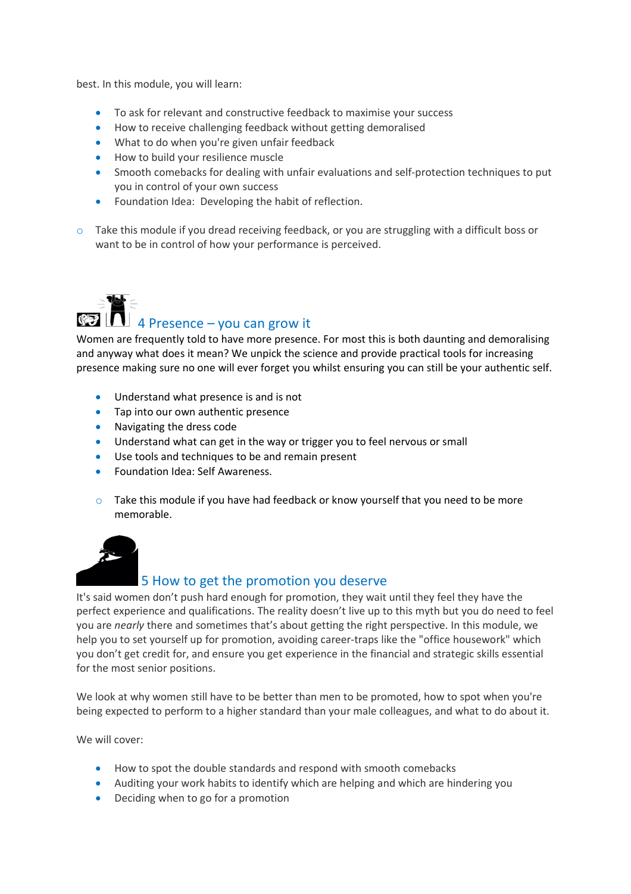best. In this module, you will learn:

- To ask for relevant and constructive feedback to maximise your success
- How to receive challenging feedback without getting demoralised
- What to do when you're given unfair feedback
- How to build your resilience muscle
- Smooth comebacks for dealing with unfair evaluations and self-protection techniques to put you in control of your own success
- Foundation Idea:  Developing the habit of reflection.

  - Take this module if you dread receiving feedback, or you are struggling with a difficult boss or want to be in control of how your performance is perceived.

## 4 Presence – you can grow it

Women are frequently told to have more presence. For most this is both daunting and demoralising and anyway what does it mean? We unpick the science and provide practical tools for increasing presence making sure no one will ever forget you whilst ensuring you can still be your authentic self.

- Understand what presence is and is not
- Tap into our own authentic presence
- Navigating the dress code
- Understand what can get in the way or trigger you to feel nervous or small
- Use tools and techniques to be and remain present
- Foundation Idea: Self Awareness.

  - Take this module if you have had feedback or know yourself that you need to be more memorable.

## 5 How to get the promotion you deserve

It's said women don't push hard enough for promotion, they wait until they feel they have the perfect experience and qualifications. The reality doesn't live up to this myth but you do need to feel you are *nearly* there and sometimes that's about getting the right perspective. In this module, we help you to set yourself up for promotion, avoiding career-traps like the "office housework" which you don't get credit for, and ensure you get experience in the financial and strategic skills essential for the most senior positions.

We look at why women still have to be better than men to be promoted, how to spot when you're being expected to perform to a higher standard than your male colleagues, and what to do about it.

We will cover:

- How to spot the double standards and respond with smooth comebacks
- Auditing your work habits to identify which are helping and which are hindering you
- Deciding when to go for a promotion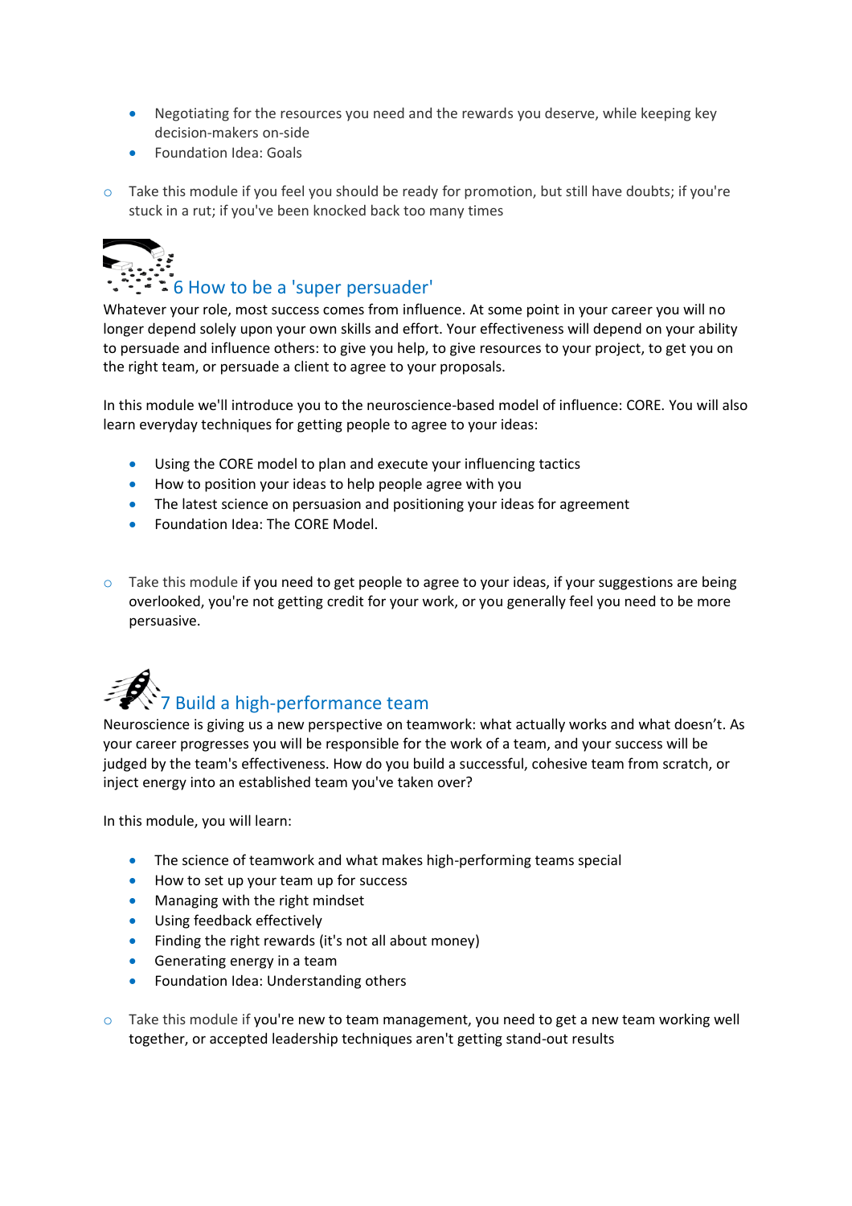- Negotiating for the resources you need and the rewards you deserve, while keeping key decision-makers on-side
- Foundation Idea: Goals

- Take this module if you feel you should be ready for promotion, but still have doubts; if you're stuck in a rut; if you've been knocked back too many times

## 6 How to be a 'super persuader'

Whatever your role, most success comes from influence. At some point in your career you will no longer depend solely upon your own skills and effort. Your effectiveness will depend on your ability to persuade and influence others: to give you help, to give resources to your project, to get you on the right team, or persuade a client to agree to your proposals.

In this module we'll introduce you to the neuroscience-based model of influence: CORE. You will also learn everyday techniques for getting people to agree to your ideas:

- Using the CORE model to plan and execute your influencing tactics
- How to position your ideas to help people agree with you
- The latest science on persuasion and positioning your ideas for agreement
- Foundation Idea: The CORE Model.

- Take this module if you need to get people to agree to your ideas, if your suggestions are being overlooked, you're not getting credit for your work, or you generally feel you need to be more persuasive.

## 7 Build a high-performance team

Neuroscience is giving us a new perspective on teamwork: what actually works and what doesn't. As your career progresses you will be responsible for the work of a team, and your success will be judged by the team's effectiveness. How do you build a successful, cohesive team from scratch, or inject energy into an established team you've taken over?

In this module, you will learn:

- The science of teamwork and what makes high-performing teams special
- How to set up your team up for success
- Managing with the right mindset
- Using feedback effectively
- Finding the right rewards (it's not all about money)
- Generating energy in a team
- Foundation Idea: Understanding others

- Take this module if you're new to team management, you need to get a new team working well together, or accepted leadership techniques aren't getting stand-out results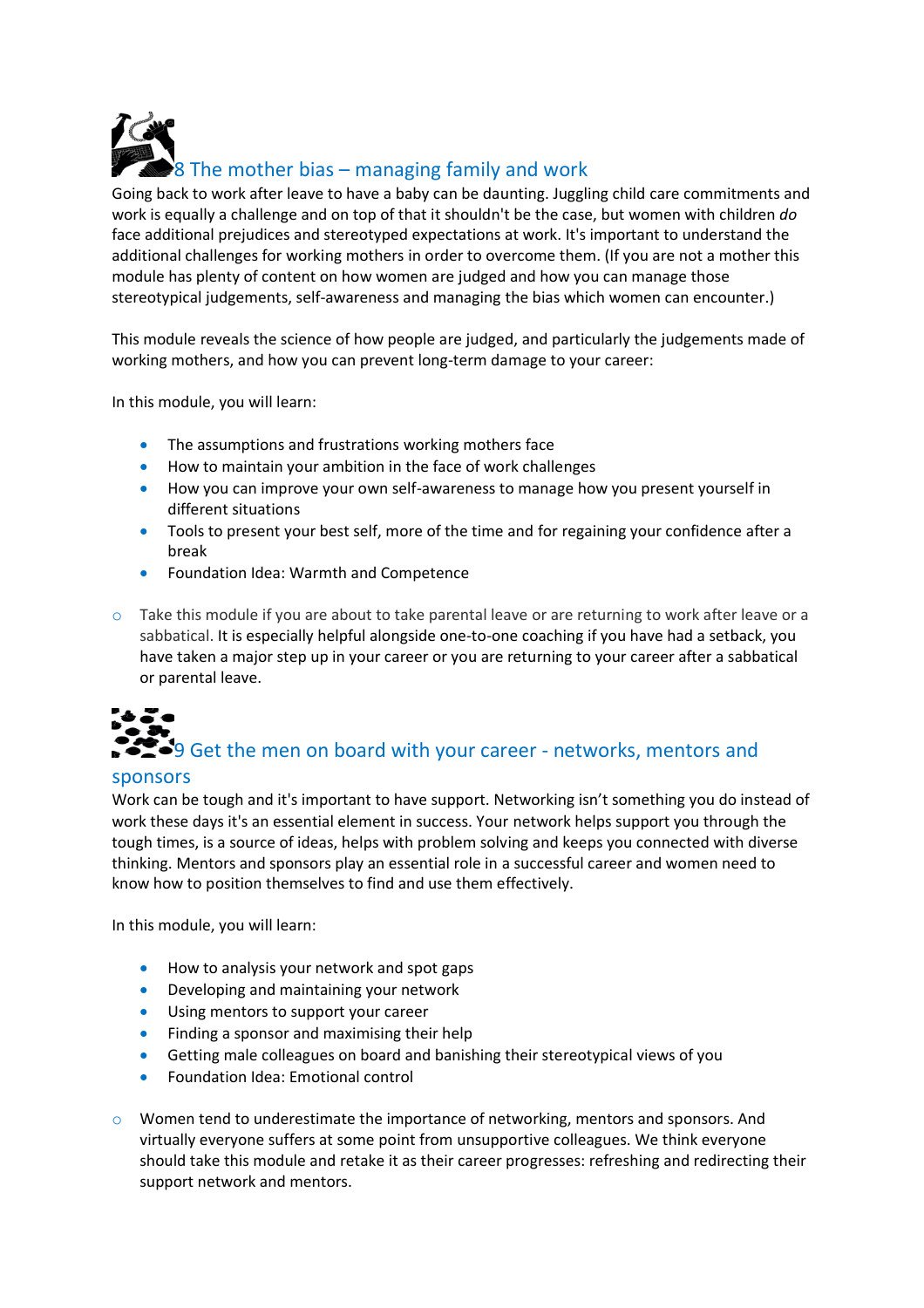## 8 The mother bias – managing family and work

Going back to work after leave to have a baby can be daunting. Juggling child care commitments and work is equally a challenge and on top of that it shouldn't be the case, but women with children *do* face additional prejudices and stereotyped expectations at work. It's important to understand the additional challenges for working mothers in order to overcome them. (If you are not a mother this module has plenty of content on how women are judged and how you can manage those stereotypical judgements, self-awareness and managing the bias which women can encounter.)

This module reveals the science of how people are judged, and particularly the judgements made of working mothers, and how you can prevent long-term damage to your career:

In this module, you will learn:

- The assumptions and frustrations working mothers face
- How to maintain your ambition in the face of work challenges
- How you can improve your own self-awareness to manage how you present yourself in different situations
- Tools to present your best self, more of the time and for regaining your confidence after a break
- Foundation Idea: Warmth and Competence

- Take this module if you are about to take parental leave or are returning to work after leave or a sabbatical. It is especially helpful alongside one-to-one coaching if you have had a setback, you have taken a major step up in your career or you are returning to your career after a sabbatical or parental leave.

## 9 Get the men on board with your career - networks, mentors and sponsors

Work can be tough and it's important to have support. Networking isn't something you do instead of work these days it's an essential element in success. Your network helps support you through the tough times, is a source of ideas, helps with problem solving and keeps you connected with diverse thinking. Mentors and sponsors play an essential role in a successful career and women need to know how to position themselves to find and use them effectively.

In this module, you will learn:

- How to analysis your network and spot gaps
- Developing and maintaining your network
- Using mentors to support your career
- Finding a sponsor and maximising their help
- Getting male colleagues on board and banishing their stereotypical views of you
- Foundation Idea: Emotional control

- Women tend to underestimate the importance of networking, mentors and sponsors. And virtually everyone suffers at some point from unsupportive colleagues. We think everyone should take this module and retake it as their career progresses: refreshing and redirecting their support network and mentors.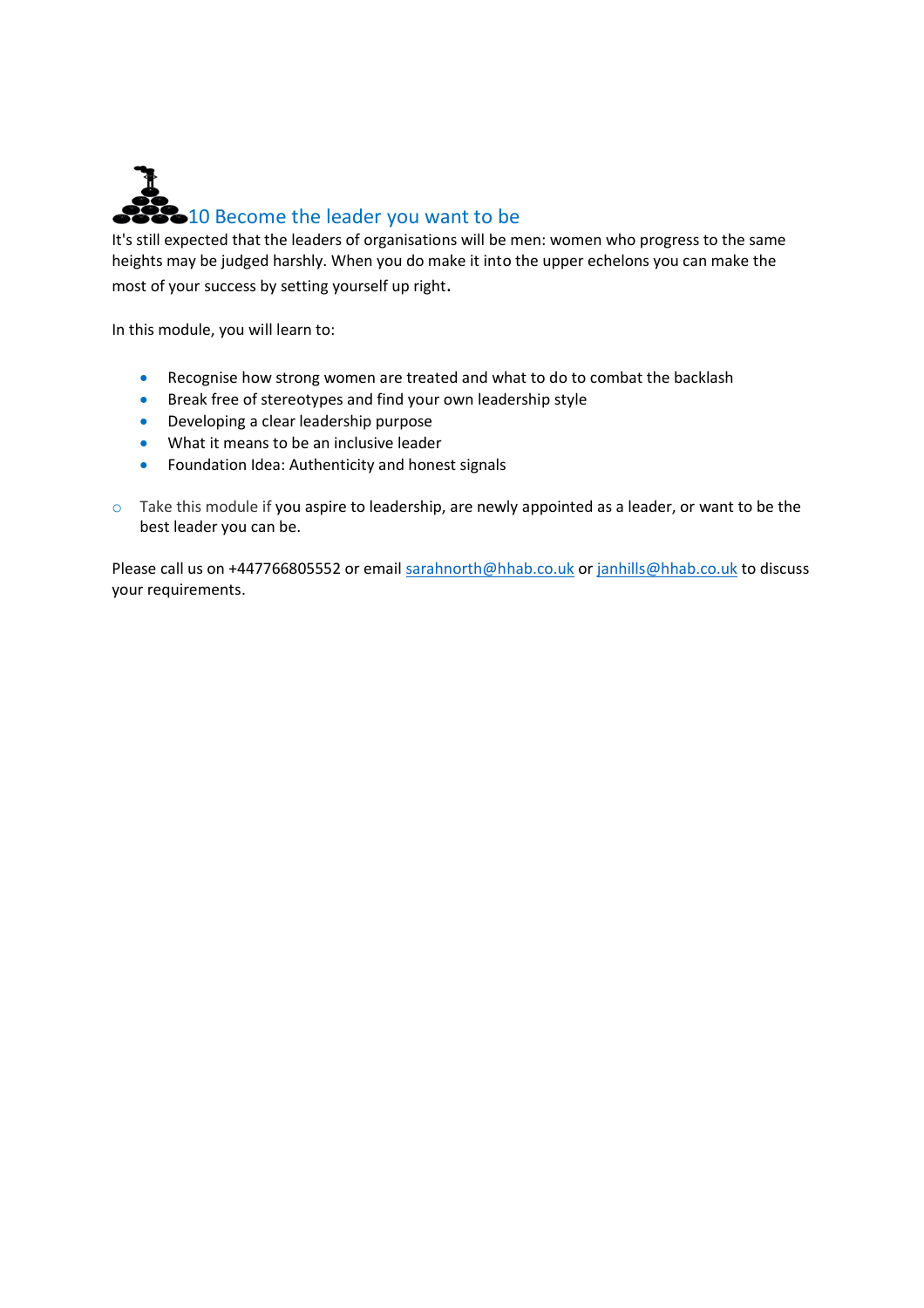## 10 Become the leader you want to be

It's still expected that the leaders of organisations will be men: women who progress to the same heights may be judged harshly. When you do make it into the upper echelons you can make the most of your success by setting yourself up right.

In this module, you will learn to:

- Recognise how strong women are treated and what to do to combat the backlash
- Break free of stereotypes and find your own leadership style
- Developing a clear leadership purpose
- What it means to be an inclusive leader
- Foundation Idea: Authenticity and honest signals

- Take this module if you aspire to leadership, are newly appointed as a leader, or want to be the best leader you can be.

Please call us on +447766805552 or email sarahnorth@hhab.co.uk or janhills@hhab.co.uk to discuss your requirements.